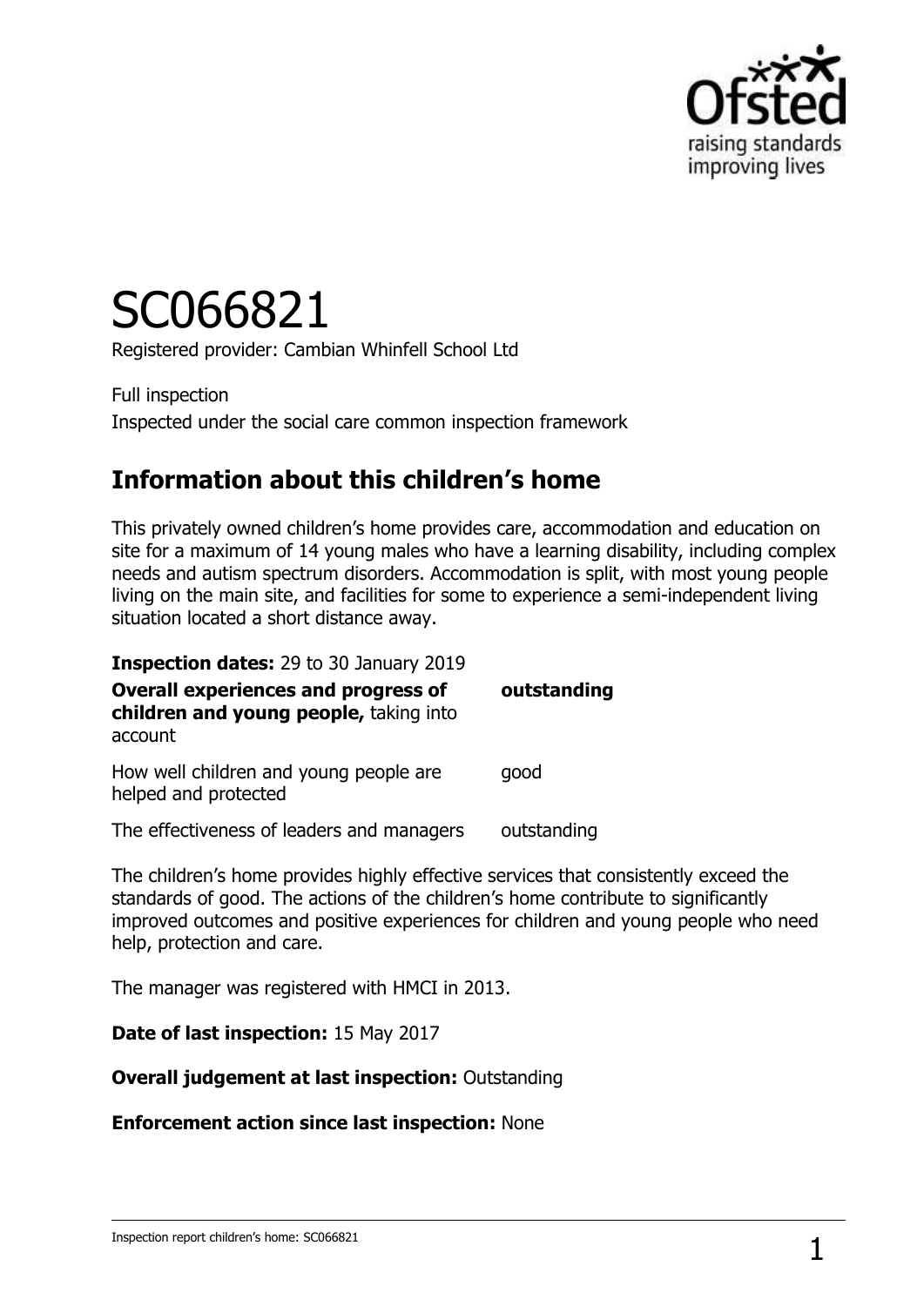# SC066821

Registered provider: Cambian Whinfell School Ltd

Full inspection

Inspected under the social care common inspection framework

## Information about this children's home

This privately owned children's home provides care, accommodation and education on site for a maximum of 14 young males who have a learning disability, including complex needs and autism spectrum disorders. Accommodation is split, with most young people living on the main site, and facilities for some to experience a semi-independent living situation located a short distance away.

**Inspection dates:** 29 to 30 January 2019

| | |
|---|---|
| **Overall experiences and progress of children and young people,** taking into account | **outstanding** |
| How well children and young people are helped and protected | good |
| The effectiveness of leaders and managers | outstanding |

The children's home provides highly effective services that consistently exceed the standards of good. The actions of the children's home contribute to significantly improved outcomes and positive experiences for children and young people who need help, protection and care.

The manager was registered with HMCI in 2013.

**Date of last inspection:** 15 May 2017

**Overall judgement at last inspection:** Outstanding

**Enforcement action since last inspection:** None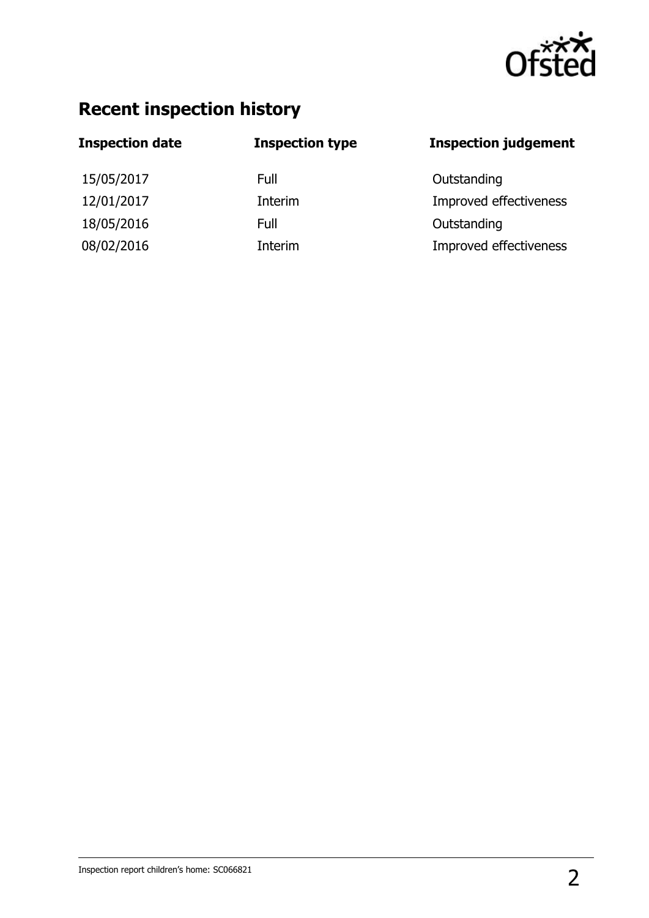## Recent inspection history

| Inspection date | Inspection type | Inspection judgement |
| --- | --- | --- |
| 15/05/2017 | Full | Outstanding |
| 12/01/2017 | Interim | Improved effectiveness |
| 18/05/2016 | Full | Outstanding |
| 08/02/2016 | Interim | Improved effectiveness |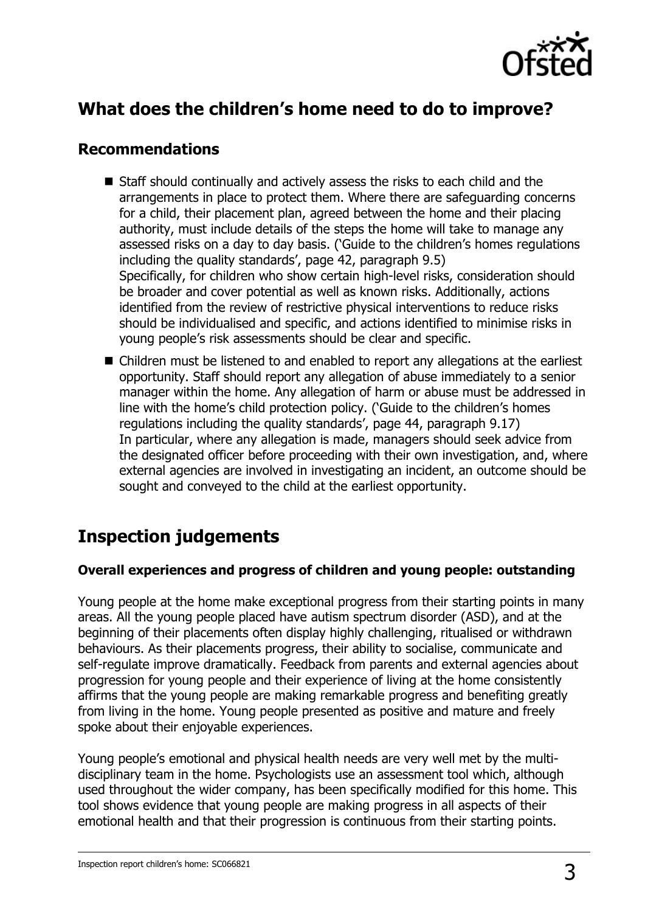## What does the children's home need to do to improve?

### Recommendations

- Staff should continually and actively assess the risks to each child and the arrangements in place to protect them. Where there are safeguarding concerns for a child, their placement plan, agreed between the home and their placing authority, must include details of the steps the home will take to manage any assessed risks on a day to day basis. ('Guide to the children's homes regulations including the quality standards', page 42, paragraph 9.5)
  Specifically, for children who show certain high-level risks, consideration should be broader and cover potential as well as known risks. Additionally, actions identified from the review of restrictive physical interventions to reduce risks should be individualised and specific, and actions identified to minimise risks in young people's risk assessments should be clear and specific.
- Children must be listened to and enabled to report any allegations at the earliest opportunity. Staff should report any allegation of abuse immediately to a senior manager within the home. Any allegation of harm or abuse must be addressed in line with the home's child protection policy. ('Guide to the children's homes regulations including the quality standards', page 44, paragraph 9.17)
  In particular, where any allegation is made, managers should seek advice from the designated officer before proceeding with their own investigation, and, where external agencies are involved in investigating an incident, an outcome should be sought and conveyed to the child at the earliest opportunity.

## Inspection judgements

#### Overall experiences and progress of children and young people: outstanding

Young people at the home make exceptional progress from their starting points in many areas. All the young people placed have autism spectrum disorder (ASD), and at the beginning of their placements often display highly challenging, ritualised or withdrawn behaviours. As their placements progress, their ability to socialise, communicate and self-regulate improve dramatically. Feedback from parents and external agencies about progression for young people and their experience of living at the home consistently affirms that the young people are making remarkable progress and benefiting greatly from living in the home. Young people presented as positive and mature and freely spoke about their enjoyable experiences.

Young people's emotional and physical health needs are very well met by the multi-disciplinary team in the home. Psychologists use an assessment tool which, although used throughout the wider company, has been specifically modified for this home. This tool shows evidence that young people are making progress in all aspects of their emotional health and that their progression is continuous from their starting points.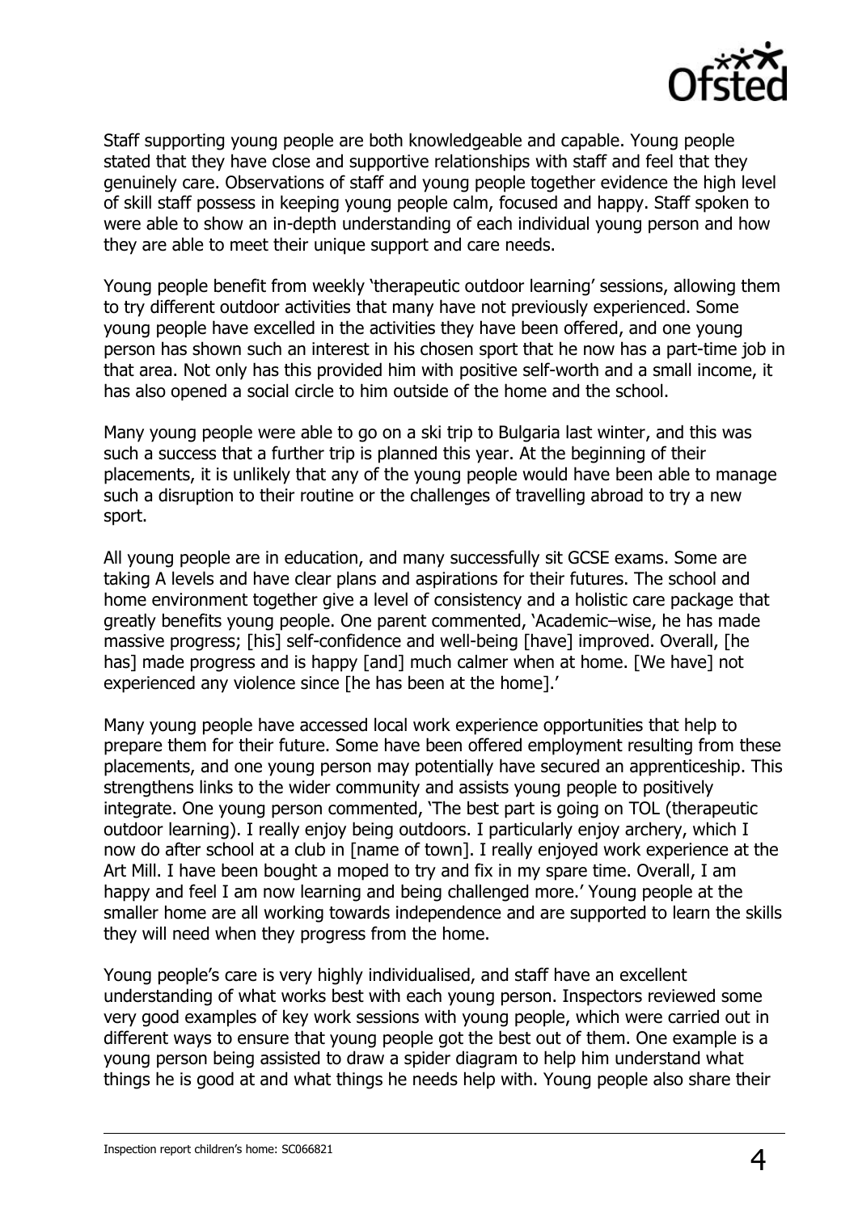Staff supporting young people are both knowledgeable and capable. Young people stated that they have close and supportive relationships with staff and feel that they genuinely care. Observations of staff and young people together evidence the high level of skill staff possess in keeping young people calm, focused and happy. Staff spoken to were able to show an in-depth understanding of each individual young person and how they are able to meet their unique support and care needs.

Young people benefit from weekly 'therapeutic outdoor learning' sessions, allowing them to try different outdoor activities that many have not previously experienced. Some young people have excelled in the activities they have been offered, and one young person has shown such an interest in his chosen sport that he now has a part-time job in that area. Not only has this provided him with positive self-worth and a small income, it has also opened a social circle to him outside of the home and the school.

Many young people were able to go on a ski trip to Bulgaria last winter, and this was such a success that a further trip is planned this year. At the beginning of their placements, it is unlikely that any of the young people would have been able to manage such a disruption to their routine or the challenges of travelling abroad to try a new sport.

All young people are in education, and many successfully sit GCSE exams. Some are taking A levels and have clear plans and aspirations for their futures. The school and home environment together give a level of consistency and a holistic care package that greatly benefits young people. One parent commented, 'Academic–wise, he has made massive progress; [his] self-confidence and well-being [have] improved. Overall, [he has] made progress and is happy [and] much calmer when at home. [We have] not experienced any violence since [he has been at the home].'

Many young people have accessed local work experience opportunities that help to prepare them for their future. Some have been offered employment resulting from these placements, and one young person may potentially have secured an apprenticeship. This strengthens links to the wider community and assists young people to positively integrate. One young person commented, 'The best part is going on TOL (therapeutic outdoor learning). I really enjoy being outdoors. I particularly enjoy archery, which I now do after school at a club in [name of town]. I really enjoyed work experience at the Art Mill. I have been bought a moped to try and fix in my spare time. Overall, I am happy and feel I am now learning and being challenged more.' Young people at the smaller home are all working towards independence and are supported to learn the skills they will need when they progress from the home.

Young people's care is very highly individualised, and staff have an excellent understanding of what works best with each young person. Inspectors reviewed some very good examples of key work sessions with young people, which were carried out in different ways to ensure that young people got the best out of them. One example is a young person being assisted to draw a spider diagram to help him understand what things he is good at and what things he needs help with. Young people also share their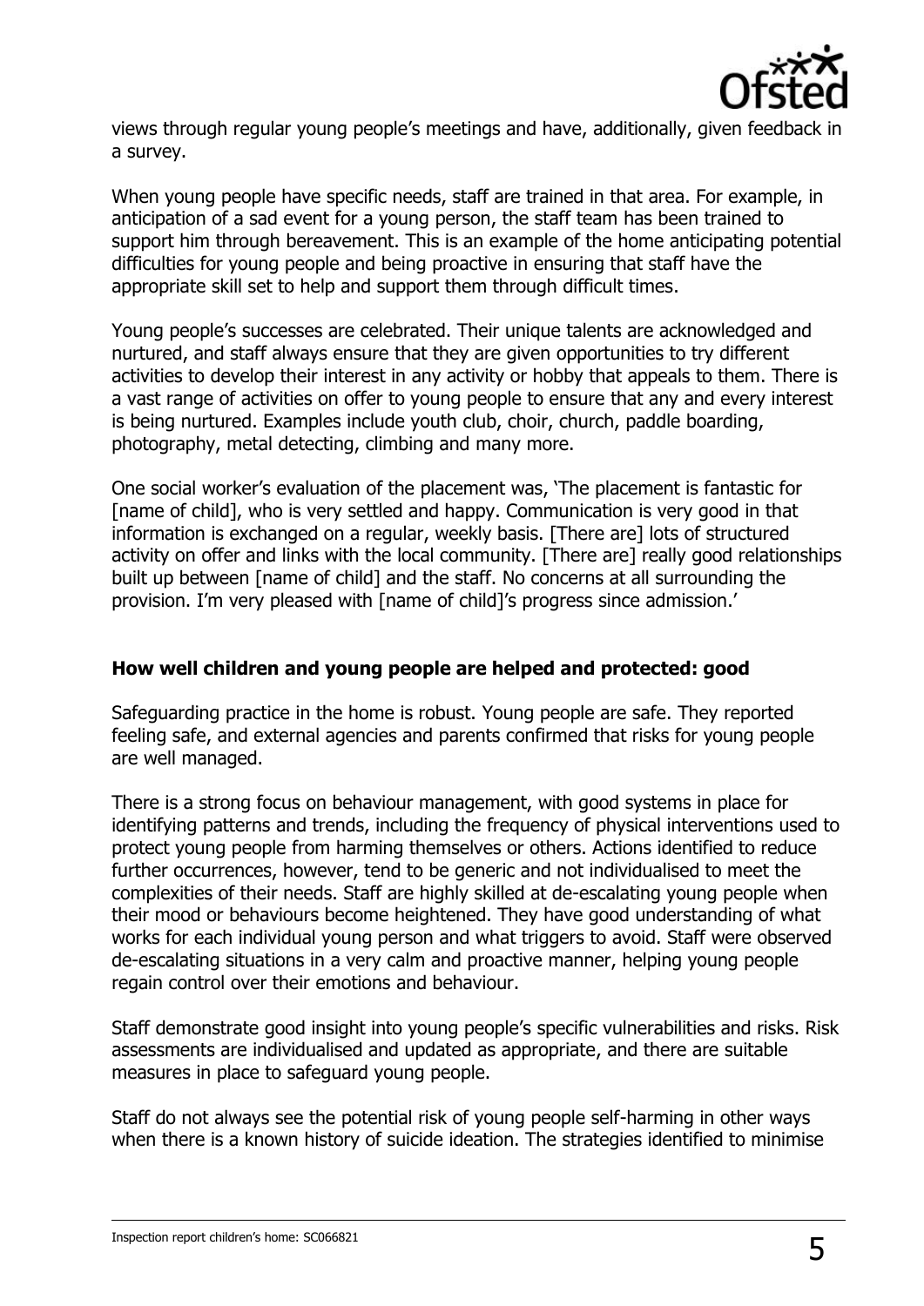views through regular young people's meetings and have, additionally, given feedback in a survey.

When young people have specific needs, staff are trained in that area. For example, in anticipation of a sad event for a young person, the staff team has been trained to support him through bereavement. This is an example of the home anticipating potential difficulties for young people and being proactive in ensuring that staff have the appropriate skill set to help and support them through difficult times.

Young people's successes are celebrated. Their unique talents are acknowledged and nurtured, and staff always ensure that they are given opportunities to try different activities to develop their interest in any activity or hobby that appeals to them. There is a vast range of activities on offer to young people to ensure that any and every interest is being nurtured. Examples include youth club, choir, church, paddle boarding, photography, metal detecting, climbing and many more.

One social worker's evaluation of the placement was, 'The placement is fantastic for [name of child], who is very settled and happy. Communication is very good in that information is exchanged on a regular, weekly basis. [There are] lots of structured activity on offer and links with the local community. [There are] really good relationships built up between [name of child] and the staff. No concerns at all surrounding the provision. I'm very pleased with [name of child]'s progress since admission.'

### How well children and young people are helped and protected: good

Safeguarding practice in the home is robust. Young people are safe. They reported feeling safe, and external agencies and parents confirmed that risks for young people are well managed.

There is a strong focus on behaviour management, with good systems in place for identifying patterns and trends, including the frequency of physical interventions used to protect young people from harming themselves or others. Actions identified to reduce further occurrences, however, tend to be generic and not individualised to meet the complexities of their needs. Staff are highly skilled at de-escalating young people when their mood or behaviours become heightened. They have good understanding of what works for each individual young person and what triggers to avoid. Staff were observed de-escalating situations in a very calm and proactive manner, helping young people regain control over their emotions and behaviour.

Staff demonstrate good insight into young people's specific vulnerabilities and risks. Risk assessments are individualised and updated as appropriate, and there are suitable measures in place to safeguard young people.

Staff do not always see the potential risk of young people self-harming in other ways when there is a known history of suicide ideation. The strategies identified to minimise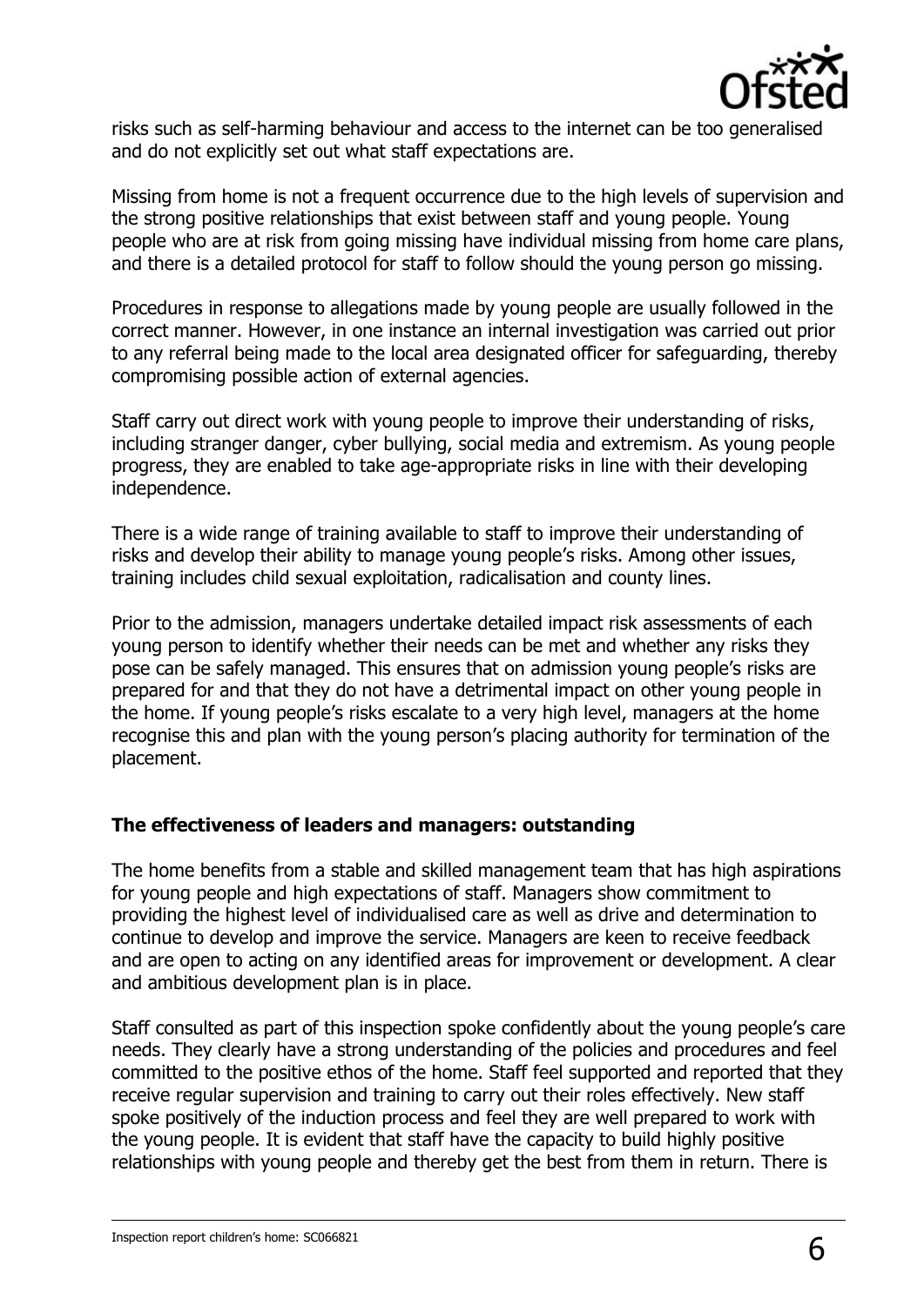risks such as self-harming behaviour and access to the internet can be too generalised and do not explicitly set out what staff expectations are.

Missing from home is not a frequent occurrence due to the high levels of supervision and the strong positive relationships that exist between staff and young people. Young people who are at risk from going missing have individual missing from home care plans, and there is a detailed protocol for staff to follow should the young person go missing.

Procedures in response to allegations made by young people are usually followed in the correct manner. However, in one instance an internal investigation was carried out prior to any referral being made to the local area designated officer for safeguarding, thereby compromising possible action of external agencies.

Staff carry out direct work with young people to improve their understanding of risks, including stranger danger, cyber bullying, social media and extremism. As young people progress, they are enabled to take age-appropriate risks in line with their developing independence.

There is a wide range of training available to staff to improve their understanding of risks and develop their ability to manage young people's risks. Among other issues, training includes child sexual exploitation, radicalisation and county lines.

Prior to the admission, managers undertake detailed impact risk assessments of each young person to identify whether their needs can be met and whether any risks they pose can be safely managed. This ensures that on admission young people's risks are prepared for and that they do not have a detrimental impact on other young people in the home. If young people's risks escalate to a very high level, managers at the home recognise this and plan with the young person's placing authority for termination of the placement.

**The effectiveness of leaders and managers: outstanding**

The home benefits from a stable and skilled management team that has high aspirations for young people and high expectations of staff. Managers show commitment to providing the highest level of individualised care as well as drive and determination to continue to develop and improve the service. Managers are keen to receive feedback and are open to acting on any identified areas for improvement or development. A clear and ambitious development plan is in place.

Staff consulted as part of this inspection spoke confidently about the young people's care needs. They clearly have a strong understanding of the policies and procedures and feel committed to the positive ethos of the home. Staff feel supported and reported that they receive regular supervision and training to carry out their roles effectively. New staff spoke positively of the induction process and feel they are well prepared to work with the young people. It is evident that staff have the capacity to build highly positive relationships with young people and thereby get the best from them in return. There is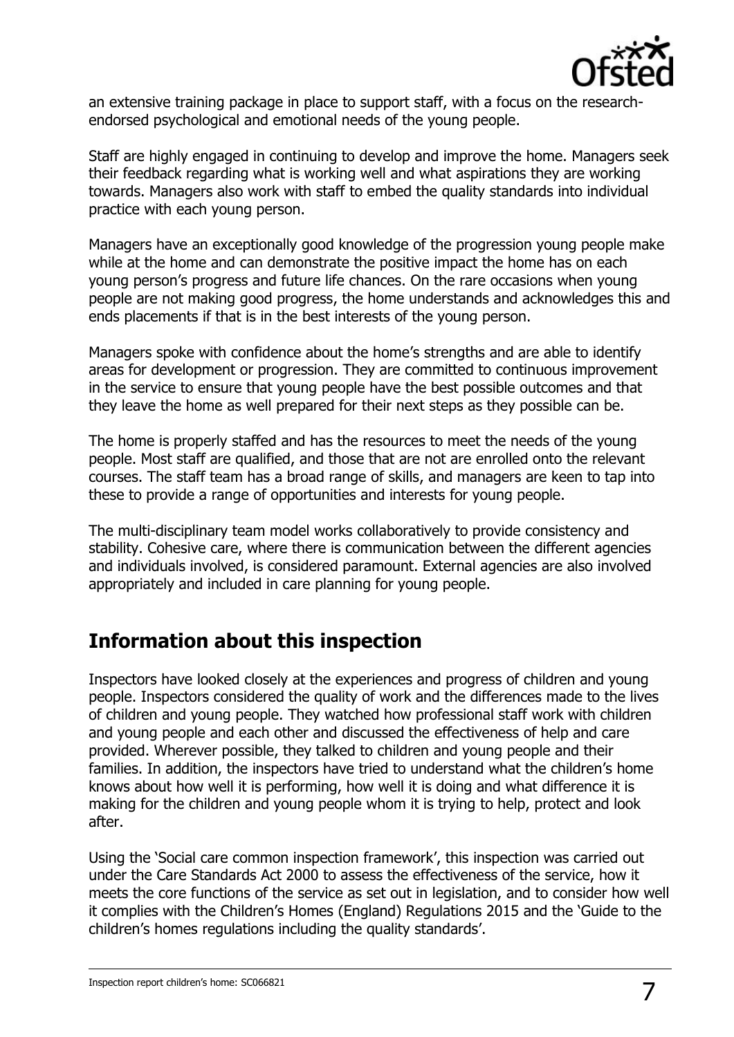an extensive training package in place to support staff, with a focus on the research-endorsed psychological and emotional needs of the young people.

Staff are highly engaged in continuing to develop and improve the home. Managers seek their feedback regarding what is working well and what aspirations they are working towards. Managers also work with staff to embed the quality standards into individual practice with each young person.

Managers have an exceptionally good knowledge of the progression young people make while at the home and can demonstrate the positive impact the home has on each young person's progress and future life chances. On the rare occasions when young people are not making good progress, the home understands and acknowledges this and ends placements if that is in the best interests of the young person.

Managers spoke with confidence about the home's strengths and are able to identify areas for development or progression. They are committed to continuous improvement in the service to ensure that young people have the best possible outcomes and that they leave the home as well prepared for their next steps as they possible can be.

The home is properly staffed and has the resources to meet the needs of the young people. Most staff are qualified, and those that are not are enrolled onto the relevant courses. The staff team has a broad range of skills, and managers are keen to tap into these to provide a range of opportunities and interests for young people.

The multi-disciplinary team model works collaboratively to provide consistency and stability. Cohesive care, where there is communication between the different agencies and individuals involved, is considered paramount. External agencies are also involved appropriately and included in care planning for young people.

## Information about this inspection

Inspectors have looked closely at the experiences and progress of children and young people. Inspectors considered the quality of work and the differences made to the lives of children and young people. They watched how professional staff work with children and young people and each other and discussed the effectiveness of help and care provided. Wherever possible, they talked to children and young people and their families. In addition, the inspectors have tried to understand what the children's home knows about how well it is performing, how well it is doing and what difference it is making for the children and young people whom it is trying to help, protect and look after.

Using the 'Social care common inspection framework', this inspection was carried out under the Care Standards Act 2000 to assess the effectiveness of the service, how it meets the core functions of the service as set out in legislation, and to consider how well it complies with the Children's Homes (England) Regulations 2015 and the 'Guide to the children's homes regulations including the quality standards'.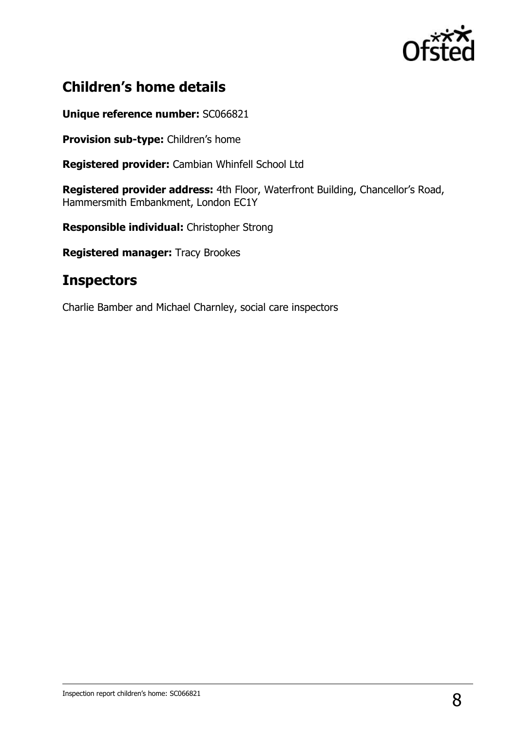## Children's home details

**Unique reference number:** SC066821

**Provision sub-type:** Children's home

**Registered provider:** Cambian Whinfell School Ltd

**Registered provider address:** 4th Floor, Waterfront Building, Chancellor's Road, Hammersmith Embankment, London EC1Y

**Responsible individual:** Christopher Strong

**Registered manager:** Tracy Brookes

## Inspectors

Charlie Bamber and Michael Charnley, social care inspectors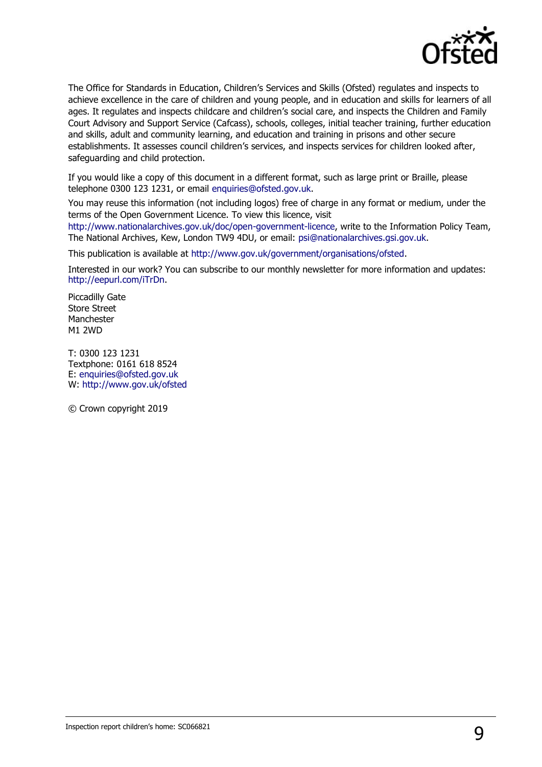The Office for Standards in Education, Children's Services and Skills (Ofsted) regulates and inspects to achieve excellence in the care of children and young people, and in education and skills for learners of all ages. It regulates and inspects childcare and children's social care, and inspects the Children and Family Court Advisory and Support Service (Cafcass), schools, colleges, initial teacher training, further education and skills, adult and community learning, and education and training in prisons and other secure establishments. It assesses council children's services, and inspects services for children looked after, safeguarding and child protection.

If you would like a copy of this document in a different format, such as large print or Braille, please telephone 0300 123 1231, or email enquiries@ofsted.gov.uk.

You may reuse this information (not including logos) free of charge in any format or medium, under the terms of the Open Government Licence. To view this licence, visit http://www.nationalarchives.gov.uk/doc/open-government-licence, write to the Information Policy Team, The National Archives, Kew, London TW9 4DU, or email: psi@nationalarchives.gsi.gov.uk.

This publication is available at http://www.gov.uk/government/organisations/ofsted.

Interested in our work? You can subscribe to our monthly newsletter for more information and updates: http://eepurl.com/iTrDn.

Piccadilly Gate
Store Street
Manchester
M1 2WD

T: 0300 123 1231
Textphone: 0161 618 8524
E: enquiries@ofsted.gov.uk
W: http://www.gov.uk/ofsted

© Crown copyright 2019